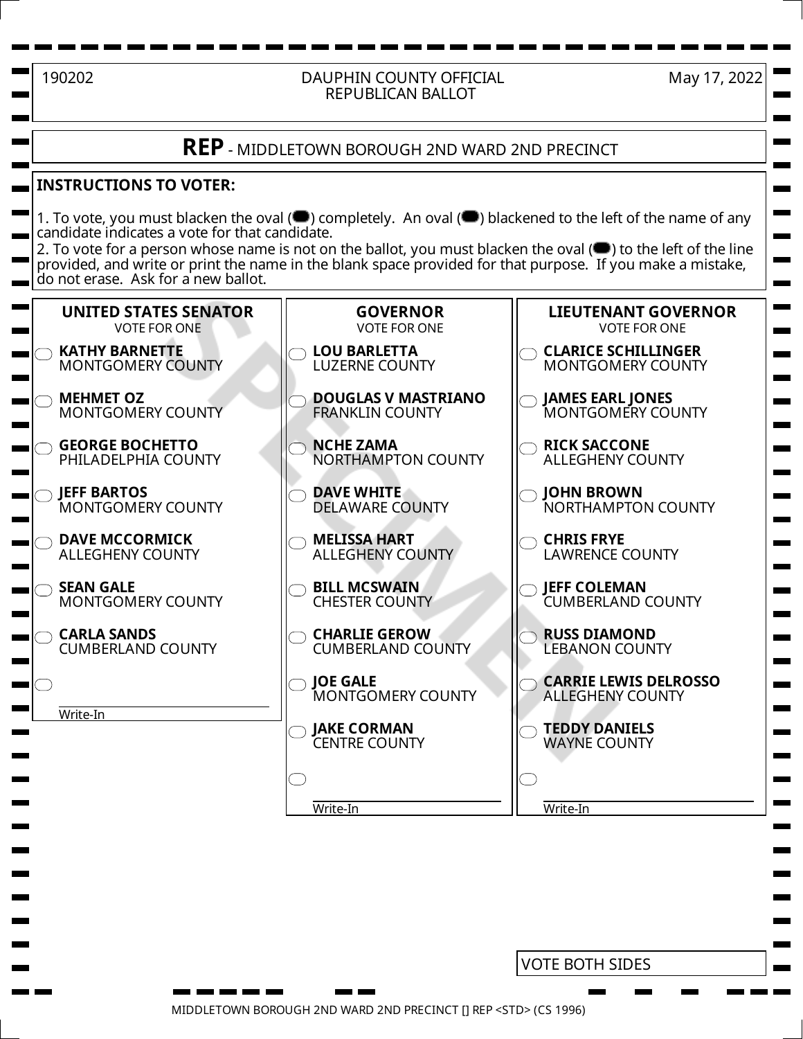190202

DAUPHIN COUNTY OFFICIAL
REPUBLICAN BALLOT

May 17, 2022

# REP - MIDDLETOWN BOROUGH 2ND WARD 2ND PRECINCT

**INSTRUCTIONS TO VOTER:**

1. To vote, you must blacken the oval (⬬) completely. An oval (⬬) blackened to the left of the name of any candidate indicates a vote for that candidate.
2. To vote for a person whose name is not on the ballot, you must blacken the oval (⬬) to the left of the line provided, and write or print the name in the blank space provided for that purpose. If you make a mistake, do not erase. Ask for a new ballot.

## UNITED STATES SENATOR
VOTE FOR ONE

- ⬭ **KATHY BARNETTE** MONTGOMERY COUNTY
- ⬭ **MEHMET OZ** MONTGOMERY COUNTY
- ⬭ **GEORGE BOCHETTO** PHILADELPHIA COUNTY
- ⬭ **JEFF BARTOS** MONTGOMERY COUNTY
- ⬭ **DAVE MCCORMICK** ALLEGHENY COUNTY
- ⬭ **SEAN GALE** MONTGOMERY COUNTY
- ⬭ **CARLA SANDS** CUMBERLAND COUNTY
- ⬭ ____________ Write-In

## GOVERNOR
VOTE FOR ONE

- ⬭ **LOU BARLETTA** LUZERNE COUNTY
- ⬭ **DOUGLAS V MASTRIANO** FRANKLIN COUNTY
- ⬭ **NCHE ZAMA** NORTHAMPTON COUNTY
- ⬭ **DAVE WHITE** DELAWARE COUNTY
- ⬭ **MELISSA HART** ALLEGHENY COUNTY
- ⬭ **BILL MCSWAIN** CHESTER COUNTY
- ⬭ **CHARLIE GEROW** CUMBERLAND COUNTY
- ⬭ **JOE GALE** MONTGOMERY COUNTY
- ⬭ **JAKE CORMAN** CENTRE COUNTY
- ⬭ ____________ Write-In

## LIEUTENANT GOVERNOR
VOTE FOR ONE

- ⬭ **CLARICE SCHILLINGER** MONTGOMERY COUNTY
- ⬭ **JAMES EARL JONES** MONTGOMERY COUNTY
- ⬭ **RICK SACCONE** ALLEGHENY COUNTY
- ⬭ **JOHN BROWN** NORTHAMPTON COUNTY
- ⬭ **CHRIS FRYE** LAWRENCE COUNTY
- ⬭ **JEFF COLEMAN** CUMBERLAND COUNTY
- ⬭ **RUSS DIAMOND** LEBANON COUNTY
- ⬭ **CARRIE LEWIS DELROSSO** ALLEGHENY COUNTY
- ⬭ **TEDDY DANIELS** WAYNE COUNTY
- ⬭ ____________ Write-In

VOTE BOTH SIDES

MIDDLETOWN BOROUGH 2ND WARD 2ND PRECINCT [] REP <STD> (CS 1996)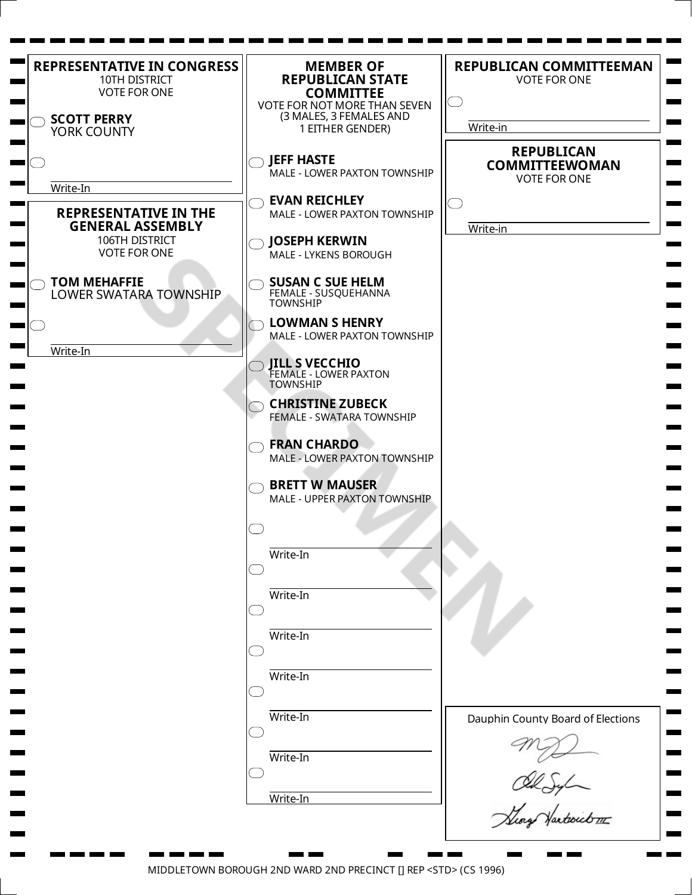## REPRESENTATIVE IN CONGRESS

10TH DISTRICT
VOTE FOR ONE

- **SCOTT PERRY**
  YORK COUNTY
- Write-In

## REPRESENTATIVE IN THE GENERAL ASSEMBLY

106TH DISTRICT
VOTE FOR ONE

- **TOM MEHAFFIE**
  LOWER SWATARA TOWNSHIP
- Write-In

## MEMBER OF REPUBLICAN STATE COMMITTEE

VOTE FOR NOT MORE THAN SEVEN
(3 MALES, 3 FEMALES AND 1 EITHER GENDER)

- **JEFF HASTE**
  MALE - LOWER PAXTON TOWNSHIP
- **EVAN REICHLEY**
  MALE - LOWER PAXTON TOWNSHIP
- **JOSEPH KERWIN**
  MALE - LYKENS BOROUGH
- **SUSAN C SUE HELM**
  FEMALE - SUSQUEHANNA TOWNSHIP
- **LOWMAN S HENRY**
  MALE - LOWER PAXTON TOWNSHIP
- **JILL S VECCHIO**
  FEMALE - LOWER PAXTON TOWNSHIP
- **CHRISTINE ZUBECK**
  FEMALE - SWATARA TOWNSHIP
- **FRAN CHARDO**
  MALE - LOWER PAXTON TOWNSHIP
- **BRETT W MAUSER**
  MALE - UPPER PAXTON TOWNSHIP
- Write-In
- Write-In
- Write-In
- Write-In
- Write-In
- Write-In
- Write-In

## REPUBLICAN COMMITTEEMAN

VOTE FOR ONE

- Write-in

## REPUBLICAN COMMITTEEWOMAN

VOTE FOR ONE

- Write-in

Dauphin County Board of Elections

SPECIMEN

MIDDLETOWN BOROUGH 2ND WARD 2ND PRECINCT [] REP <STD> (CS 1996)